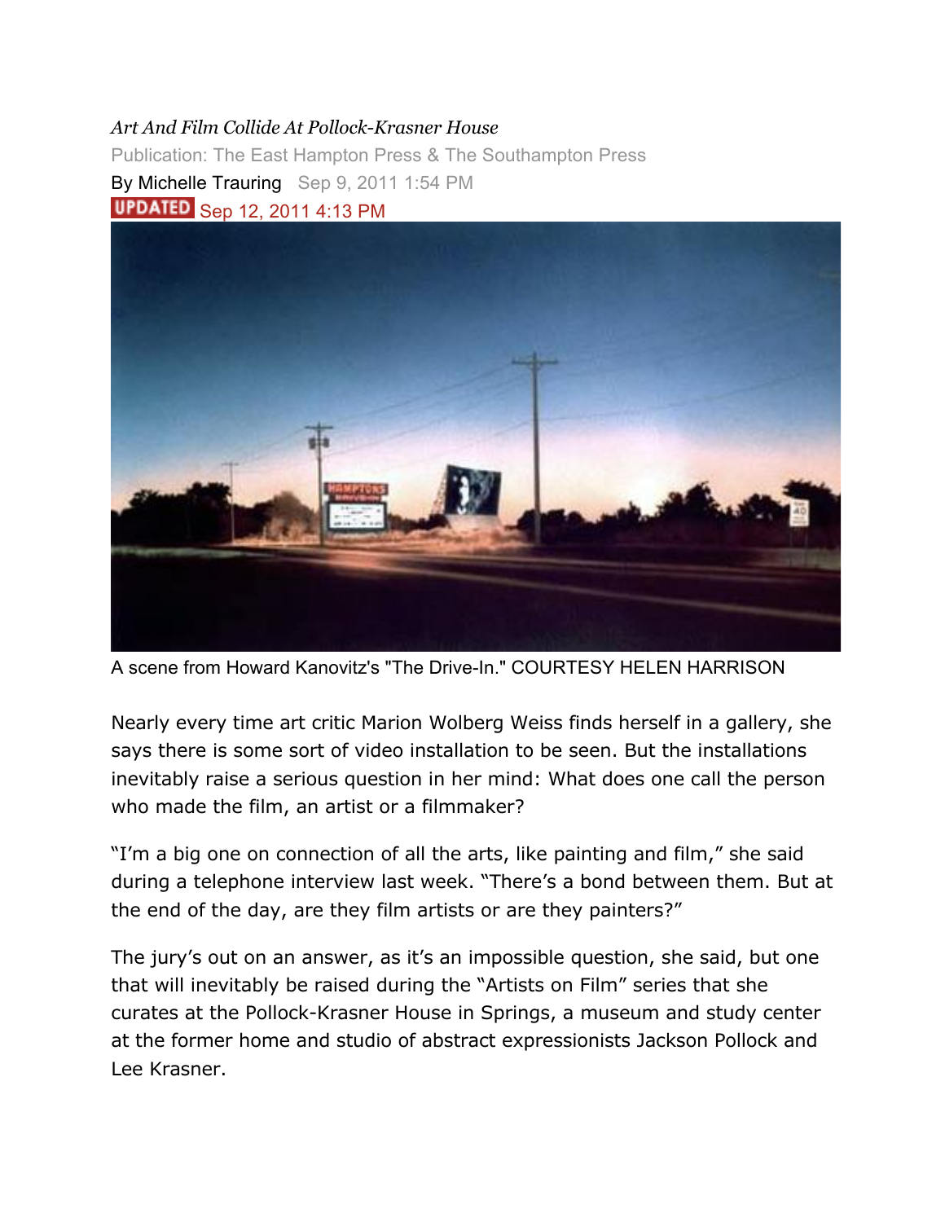*Art And Film Collide At Pollock-Krasner House*

Publication: The East Hampton Press & The Southampton Press

By Michelle Trauring Sep 9, 2011 1:54 PM

UPDATED Sep 12, 2011 4:13 PM

A scene from Howard Kanovitz's "The Drive-In." COURTESY HELEN HARRISON

Nearly every time art critic Marion Wolberg Weiss finds herself in a gallery, she says there is some sort of video installation to be seen. But the installations inevitably raise a serious question in her mind: What does one call the person who made the film, an artist or a filmmaker?

"I'm a big one on connection of all the arts, like painting and film," she said during a telephone interview last week. "There's a bond between them. But at the end of the day, are they film artists or are they painters?"

The jury's out on an answer, as it's an impossible question, she said, but one that will inevitably be raised during the "Artists on Film" series that she curates at the Pollock-Krasner House in Springs, a museum and study center at the former home and studio of abstract expressionists Jackson Pollock and Lee Krasner.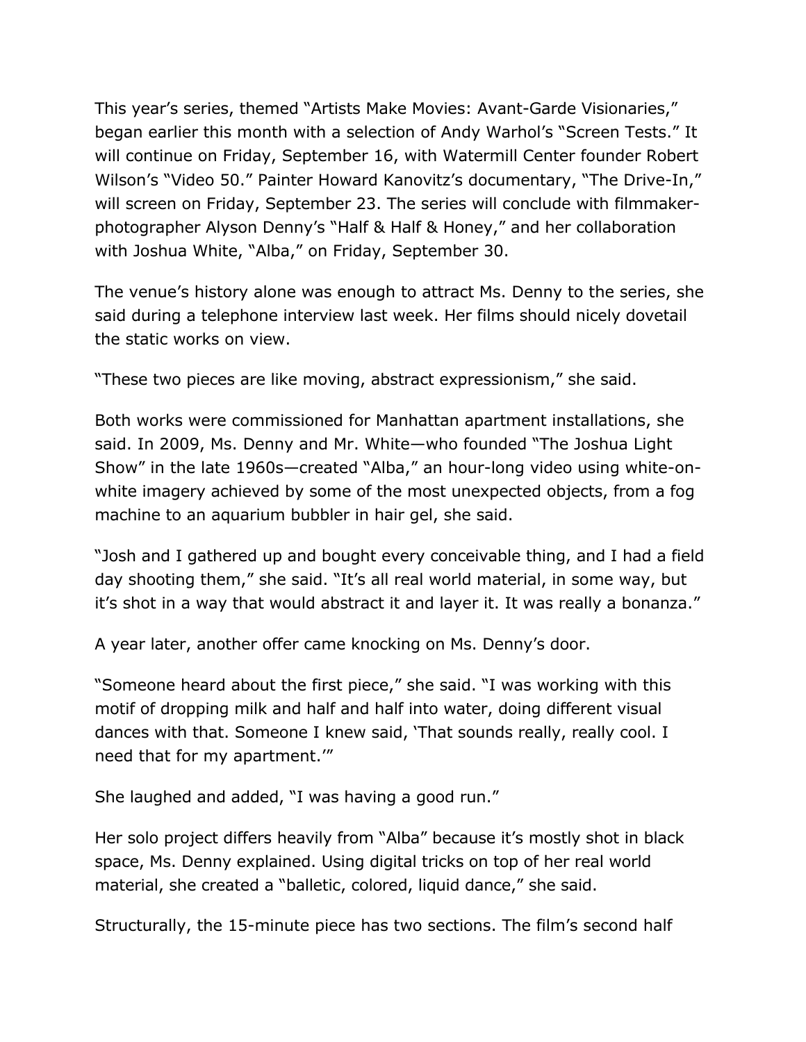This year's series, themed "Artists Make Movies: Avant-Garde Visionaries," began earlier this month with a selection of Andy Warhol's "Screen Tests." It will continue on Friday, September 16, with Watermill Center founder Robert Wilson's "Video 50." Painter Howard Kanovitz's documentary, "The Drive-In," will screen on Friday, September 23. The series will conclude with filmmaker-photographer Alyson Denny's "Half & Half & Honey," and her collaboration with Joshua White, "Alba," on Friday, September 30.

The venue's history alone was enough to attract Ms. Denny to the series, she said during a telephone interview last week. Her films should nicely dovetail the static works on view.

"These two pieces are like moving, abstract expressionism," she said.

Both works were commissioned for Manhattan apartment installations, she said. In 2009, Ms. Denny and Mr. White—who founded "The Joshua Light Show" in the late 1960s—created "Alba," an hour-long video using white-on-white imagery achieved by some of the most unexpected objects, from a fog machine to an aquarium bubbler in hair gel, she said.

"Josh and I gathered up and bought every conceivable thing, and I had a field day shooting them," she said. "It's all real world material, in some way, but it's shot in a way that would abstract it and layer it. It was really a bonanza."

A year later, another offer came knocking on Ms. Denny's door.

"Someone heard about the first piece," she said. "I was working with this motif of dropping milk and half and half into water, doing different visual dances with that. Someone I knew said, 'That sounds really, really cool. I need that for my apartment.'"

She laughed and added, "I was having a good run."

Her solo project differs heavily from "Alba" because it's mostly shot in black space, Ms. Denny explained. Using digital tricks on top of her real world material, she created a "balletic, colored, liquid dance," she said.

Structurally, the 15-minute piece has two sections. The film's second half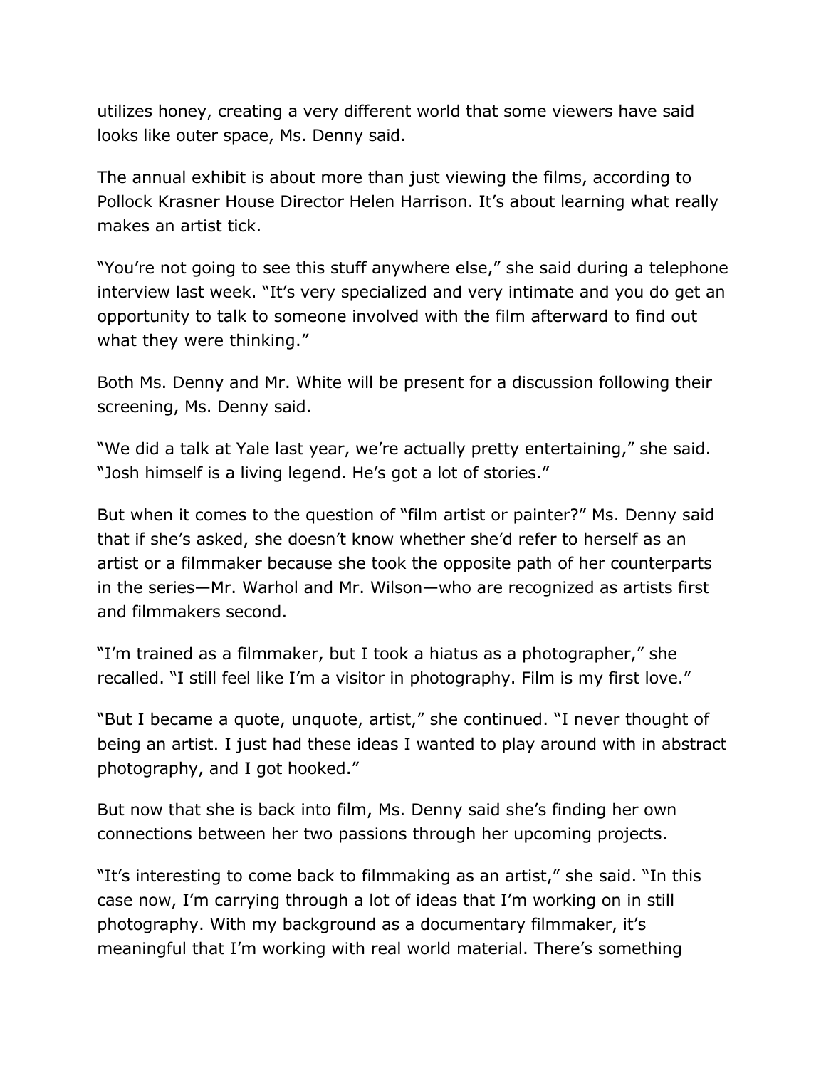utilizes honey, creating a very different world that some viewers have said looks like outer space, Ms. Denny said.

The annual exhibit is about more than just viewing the films, according to Pollock Krasner House Director Helen Harrison. It's about learning what really makes an artist tick.

"You're not going to see this stuff anywhere else," she said during a telephone interview last week. "It's very specialized and very intimate and you do get an opportunity to talk to someone involved with the film afterward to find out what they were thinking."

Both Ms. Denny and Mr. White will be present for a discussion following their screening, Ms. Denny said.

"We did a talk at Yale last year, we're actually pretty entertaining," she said. "Josh himself is a living legend. He's got a lot of stories."

But when it comes to the question of "film artist or painter?" Ms. Denny said that if she's asked, she doesn't know whether she'd refer to herself as an artist or a filmmaker because she took the opposite path of her counterparts in the series—Mr. Warhol and Mr. Wilson—who are recognized as artists first and filmmakers second.

"I'm trained as a filmmaker, but I took a hiatus as a photographer," she recalled. "I still feel like I'm a visitor in photography. Film is my first love."

"But I became a quote, unquote, artist," she continued. "I never thought of being an artist. I just had these ideas I wanted to play around with in abstract photography, and I got hooked."

But now that she is back into film, Ms. Denny said she's finding her own connections between her two passions through her upcoming projects.

"It's interesting to come back to filmmaking as an artist," she said. "In this case now, I'm carrying through a lot of ideas that I'm working on in still photography. With my background as a documentary filmmaker, it's meaningful that I'm working with real world material. There's something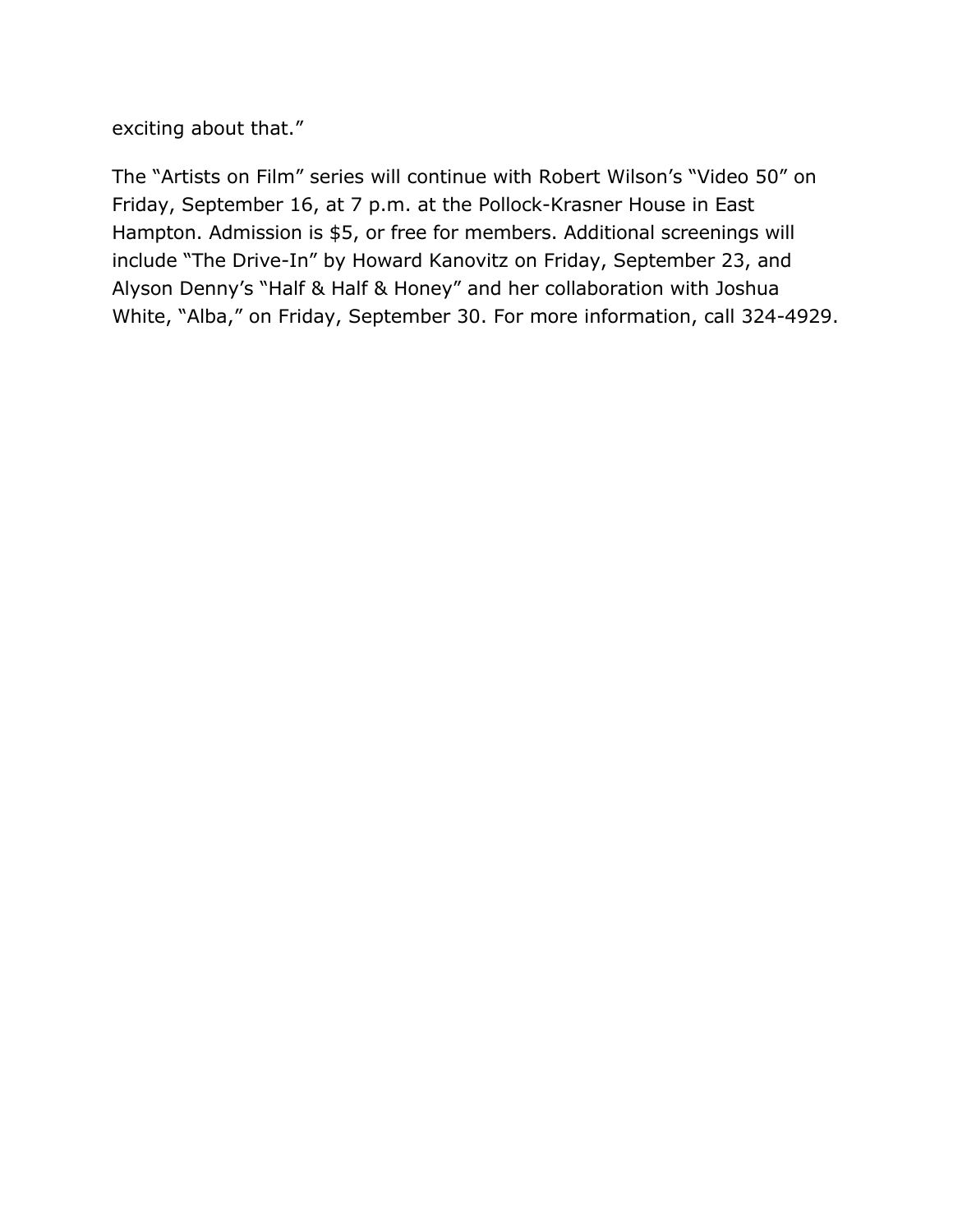exciting about that."

The "Artists on Film" series will continue with Robert Wilson's "Video 50" on Friday, September 16, at 7 p.m. at the Pollock-Krasner House in East Hampton. Admission is $5, or free for members. Additional screenings will include "The Drive-In" by Howard Kanovitz on Friday, September 23, and Alyson Denny's "Half & Half & Honey" and her collaboration with Joshua White, "Alba," on Friday, September 30. For more information, call 324-4929.